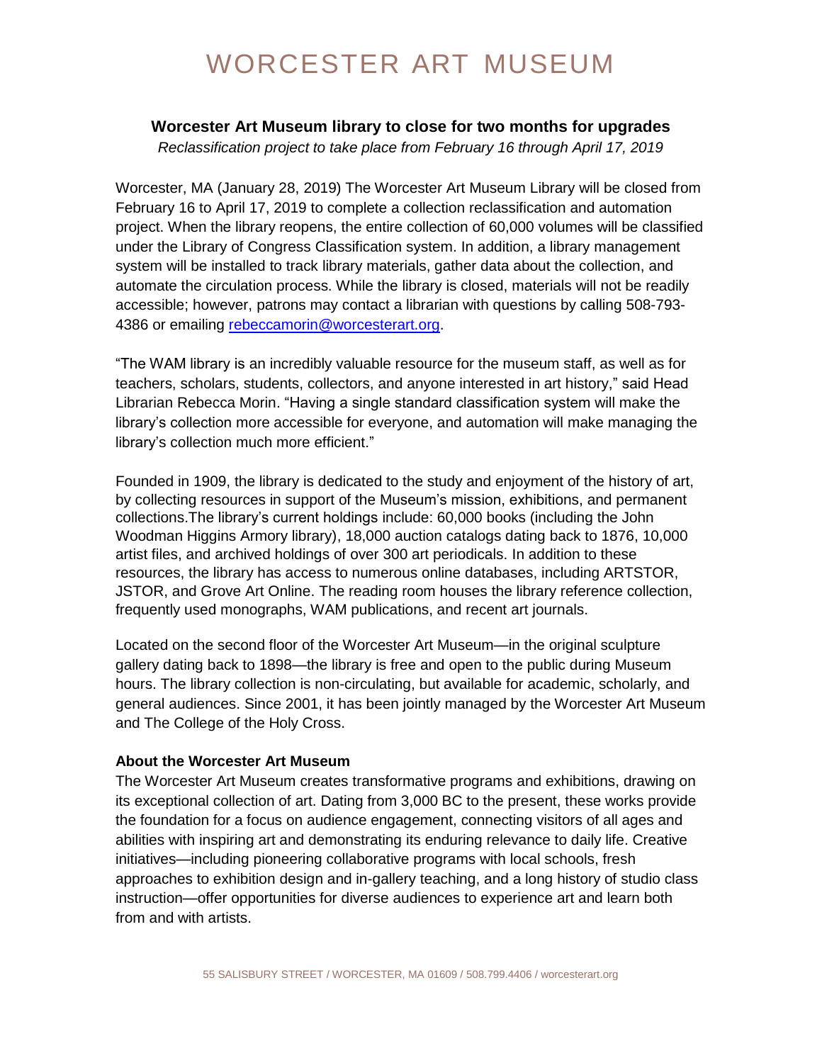# WORCESTER ART MUSEUM

## Worcester Art Museum library to close for two months for upgrades

*Reclassification project to take place from February 16 through April 17, 2019*

Worcester, MA (January 28, 2019) The Worcester Art Museum Library will be closed from February 16 to April 17, 2019 to complete a collection reclassification and automation project. When the library reopens, the entire collection of 60,000 volumes will be classified under the Library of Congress Classification system. In addition, a library management system will be installed to track library materials, gather data about the collection, and automate the circulation process. While the library is closed, materials will not be readily accessible; however, patrons may contact a librarian with questions by calling 508-793-4386 or emailing rebeccamorin@worcesterart.org.

"The WAM library is an incredibly valuable resource for the museum staff, as well as for teachers, scholars, students, collectors, and anyone interested in art history," said Head Librarian Rebecca Morin. "Having a single standard classification system will make the library's collection more accessible for everyone, and automation will make managing the library's collection much more efficient."

Founded in 1909, the library is dedicated to the study and enjoyment of the history of art, by collecting resources in support of the Museum's mission, exhibitions, and permanent collections.The library's current holdings include: 60,000 books (including the John Woodman Higgins Armory library), 18,000 auction catalogs dating back to 1876, 10,000 artist files, and archived holdings of over 300 art periodicals. In addition to these resources, the library has access to numerous online databases, including ARTSTOR, JSTOR, and Grove Art Online. The reading room houses the library reference collection, frequently used monographs, WAM publications, and recent art journals.

Located on the second floor of the Worcester Art Museum—in the original sculpture gallery dating back to 1898—the library is free and open to the public during Museum hours. The library collection is non-circulating, but available for academic, scholarly, and general audiences. Since 2001, it has been jointly managed by the Worcester Art Museum and The College of the Holy Cross.

**About the Worcester Art Museum**

The Worcester Art Museum creates transformative programs and exhibitions, drawing on its exceptional collection of art. Dating from 3,000 BC to the present, these works provide the foundation for a focus on audience engagement, connecting visitors of all ages and abilities with inspiring art and demonstrating its enduring relevance to daily life. Creative initiatives—including pioneering collaborative programs with local schools, fresh approaches to exhibition design and in-gallery teaching, and a long history of studio class instruction—offer opportunities for diverse audiences to experience art and learn both from and with artists.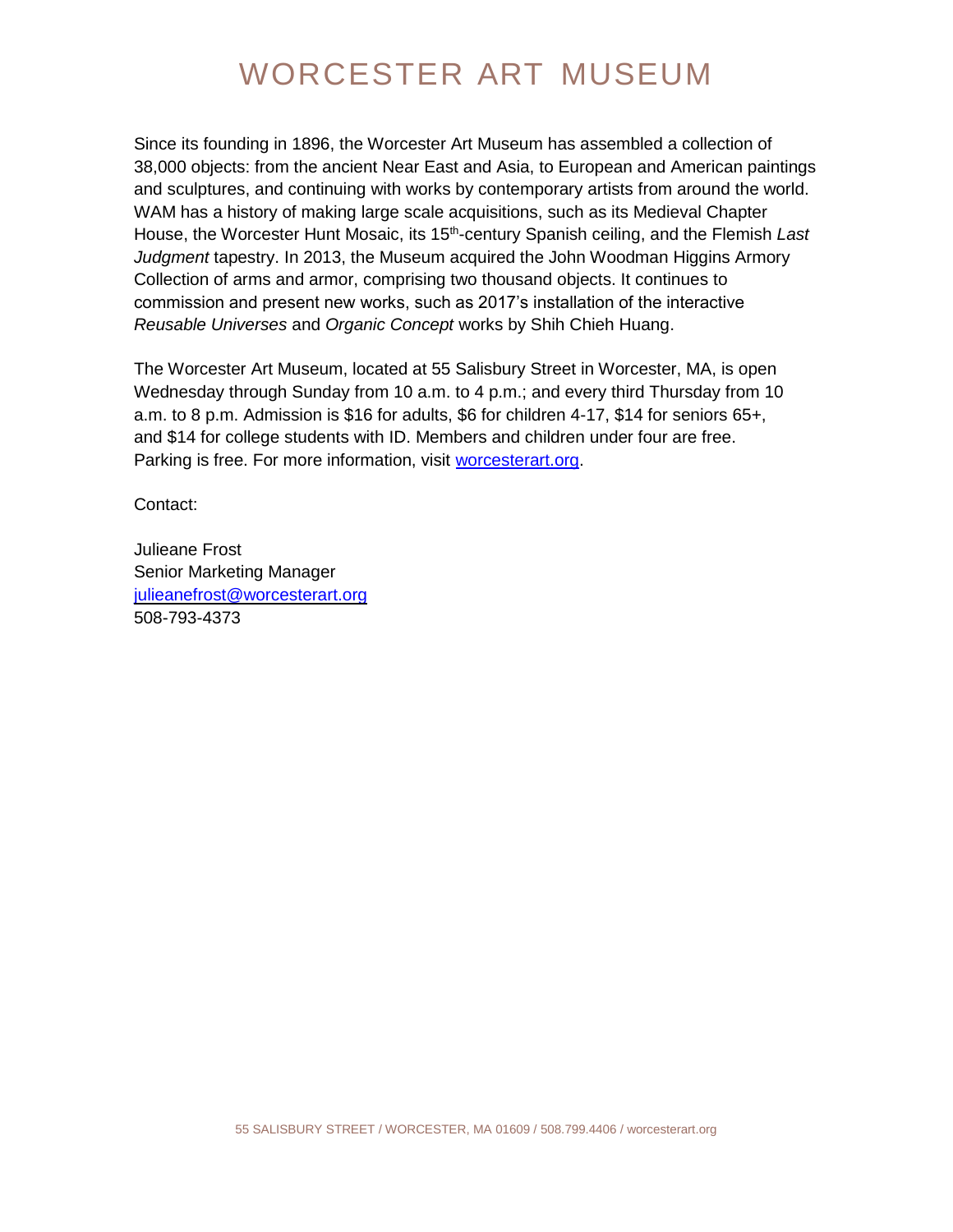# WORCESTER ART MUSEUM

Since its founding in 1896, the Worcester Art Museum has assembled a collection of 38,000 objects: from the ancient Near East and Asia, to European and American paintings and sculptures, and continuing with works by contemporary artists from around the world. WAM has a history of making large scale acquisitions, such as its Medieval Chapter House, the Worcester Hunt Mosaic, its 15th-century Spanish ceiling, and the Flemish *Last Judgment* tapestry. In 2013, the Museum acquired the John Woodman Higgins Armory Collection of arms and armor, comprising two thousand objects. It continues to commission and present new works, such as 2017's installation of the interactive *Reusable Universes* and *Organic Concept* works by Shih Chieh Huang.

The Worcester Art Museum, located at 55 Salisbury Street in Worcester, MA, is open Wednesday through Sunday from 10 a.m. to 4 p.m.; and every third Thursday from 10 a.m. to 8 p.m. Admission is $16 for adults, $6 for children 4-17, $14 for seniors 65+, and $14 for college students with ID. Members and children under four are free. Parking is free. For more information, visit [worcesterart.org](worcesterart.org).

Contact:

Julieane Frost
Senior Marketing Manager
[julieanefrost@worcesterart.org](mailto:julieanefrost@worcesterart.org)
508-793-4373

55 SALISBURY STREET / WORCESTER, MA 01609 / 508.799.4406 / worcesterart.org